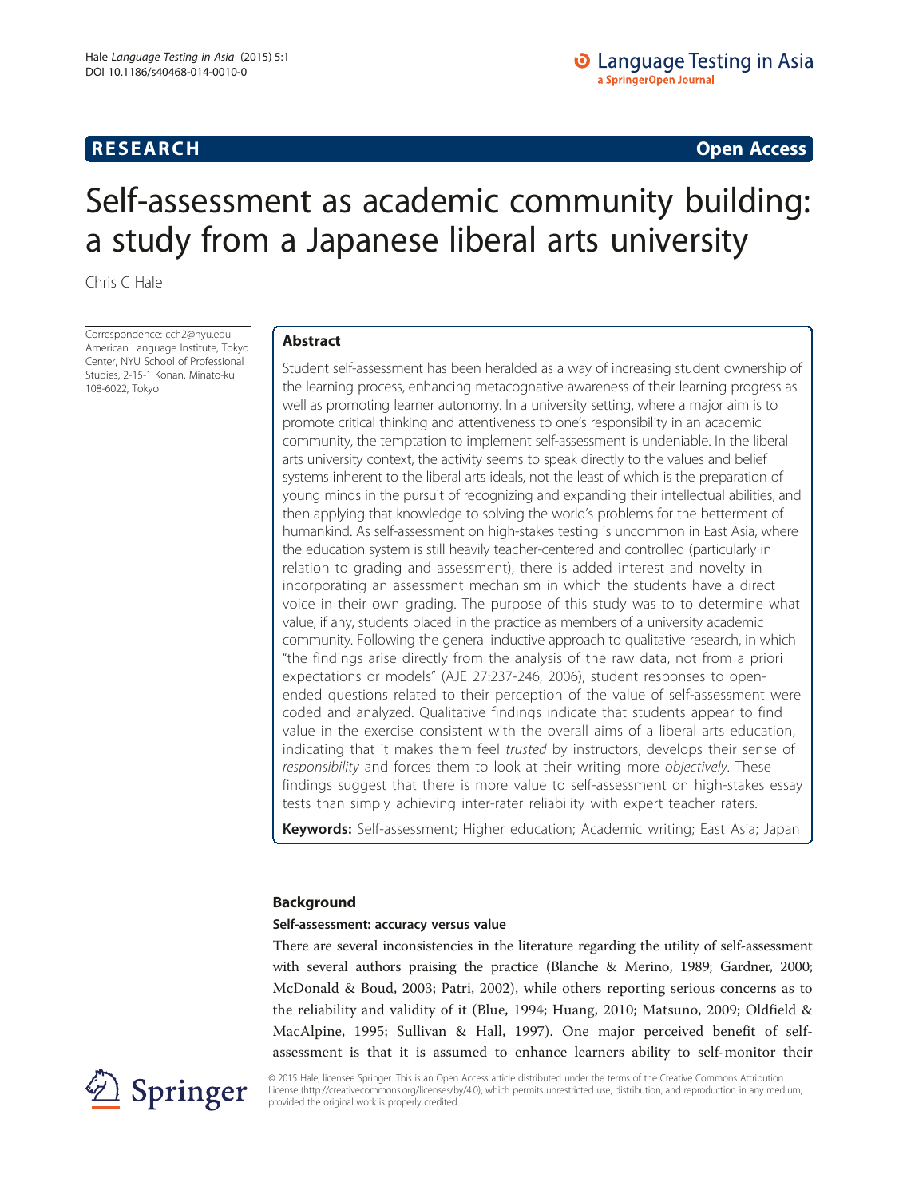RESEARCH Open Access

# Self-assessment as academic community building: a study from a Japanese liberal arts university

Chris C Hale

Correspondence: cch2@nyu.edu
American Language Institute, Tokyo Center, NYU School of Professional Studies, 2-15-1 Konan, Minato-ku 108-6022, Tokyo

## Abstract

Student self-assessment has been heralded as a way of increasing student ownership of the learning process, enhancing metacognative awareness of their learning progress as well as promoting learner autonomy. In a university setting, where a major aim is to promote critical thinking and attentiveness to one's responsibility in an academic community, the temptation to implement self-assessment is undeniable. In the liberal arts university context, the activity seems to speak directly to the values and belief systems inherent to the liberal arts ideals, not the least of which is the preparation of young minds in the pursuit of recognizing and expanding their intellectual abilities, and then applying that knowledge to solving the world's problems for the betterment of humankind. As self-assessment on high-stakes testing is uncommon in East Asia, where the education system is still heavily teacher-centered and controlled (particularly in relation to grading and assessment), there is added interest and novelty in incorporating an assessment mechanism in which the students have a direct voice in their own grading. The purpose of this study was to to determine what value, if any, students placed in the practice as members of a university academic community. Following the general inductive approach to qualitative research, in which "the findings arise directly from the analysis of the raw data, not from a priori expectations or models" (AJE 27:237-246, 2006), student responses to open-ended questions related to their perception of the value of self-assessment were coded and analyzed. Qualitative findings indicate that students appear to find value in the exercise consistent with the overall aims of a liberal arts education, indicating that it makes them feel *trusted* by instructors, develops their sense of *responsibility* and forces them to look at their writing more *objectively*. These findings suggest that there is more value to self-assessment on high-stakes essay tests than simply achieving inter-rater reliability with expert teacher raters.

**Keywords:** Self-assessment; Higher education; Academic writing; East Asia; Japan

## Background

### Self-assessment: accuracy versus value

There are several inconsistencies in the literature regarding the utility of self-assessment with several authors praising the practice (Blanche & Merino, 1989; Gardner, 2000; McDonald & Boud, 2003; Patri, 2002), while others reporting serious concerns as to the reliability and validity of it (Blue, 1994; Huang, 2010; Matsuno, 2009; Oldfield & MacAlpine, 1995; Sullivan & Hall, 1997). One major perceived benefit of self-assessment is that it is assumed to enhance learners ability to self-monitor their

© 2015 Hale; licensee Springer. This is an Open Access article distributed under the terms of the Creative Commons Attribution License (http://creativecommons.org/licenses/by/4.0), which permits unrestricted use, distribution, and reproduction in any medium, provided the original work is properly credited.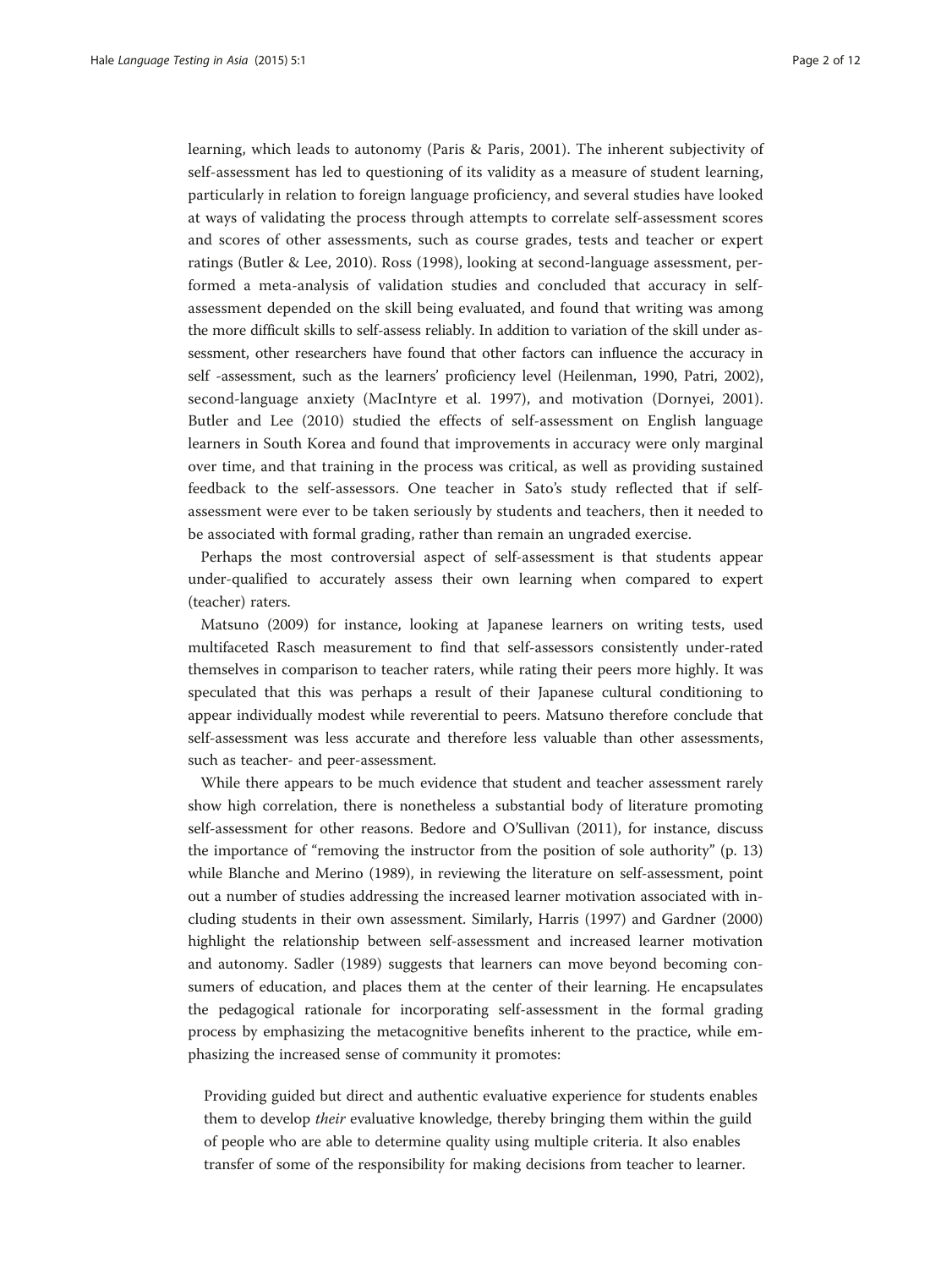learning, which leads to autonomy (Paris & Paris, 2001). The inherent subjectivity of self-assessment has led to questioning of its validity as a measure of student learning, particularly in relation to foreign language proficiency, and several studies have looked at ways of validating the process through attempts to correlate self-assessment scores and scores of other assessments, such as course grades, tests and teacher or expert ratings (Butler & Lee, 2010). Ross (1998), looking at second-language assessment, performed a meta-analysis of validation studies and concluded that accuracy in self-assessment depended on the skill being evaluated, and found that writing was among the more difficult skills to self-assess reliably. In addition to variation of the skill under assessment, other researchers have found that other factors can influence the accuracy in self -assessment, such as the learners' proficiency level (Heilenman, 1990, Patri, 2002), second-language anxiety (MacIntyre et al. 1997), and motivation (Dornyei, 2001). Butler and Lee (2010) studied the effects of self-assessment on English language learners in South Korea and found that improvements in accuracy were only marginal over time, and that training in the process was critical, as well as providing sustained feedback to the self-assessors. One teacher in Sato's study reflected that if self-assessment were ever to be taken seriously by students and teachers, then it needed to be associated with formal grading, rather than remain an ungraded exercise.

Perhaps the most controversial aspect of self-assessment is that students appear under-qualified to accurately assess their own learning when compared to expert (teacher) raters.

Matsuno (2009) for instance, looking at Japanese learners on writing tests, used multifaceted Rasch measurement to find that self-assessors consistently under-rated themselves in comparison to teacher raters, while rating their peers more highly. It was speculated that this was perhaps a result of their Japanese cultural conditioning to appear individually modest while reverential to peers. Matsuno therefore conclude that self-assessment was less accurate and therefore less valuable than other assessments, such as teacher- and peer-assessment.

While there appears to be much evidence that student and teacher assessment rarely show high correlation, there is nonetheless a substantial body of literature promoting self-assessment for other reasons. Bedore and O'Sullivan (2011), for instance, discuss the importance of "removing the instructor from the position of sole authority" (p. 13) while Blanche and Merino (1989), in reviewing the literature on self-assessment, point out a number of studies addressing the increased learner motivation associated with including students in their own assessment. Similarly, Harris (1997) and Gardner (2000) highlight the relationship between self-assessment and increased learner motivation and autonomy. Sadler (1989) suggests that learners can move beyond becoming consumers of education, and places them at the center of their learning. He encapsulates the pedagogical rationale for incorporating self-assessment in the formal grading process by emphasizing the metacognitive benefits inherent to the practice, while emphasizing the increased sense of community it promotes:

> Providing guided but direct and authentic evaluative experience for students enables them to develop *their* evaluative knowledge, thereby bringing them within the guild of people who are able to determine quality using multiple criteria. It also enables transfer of some of the responsibility for making decisions from teacher to learner.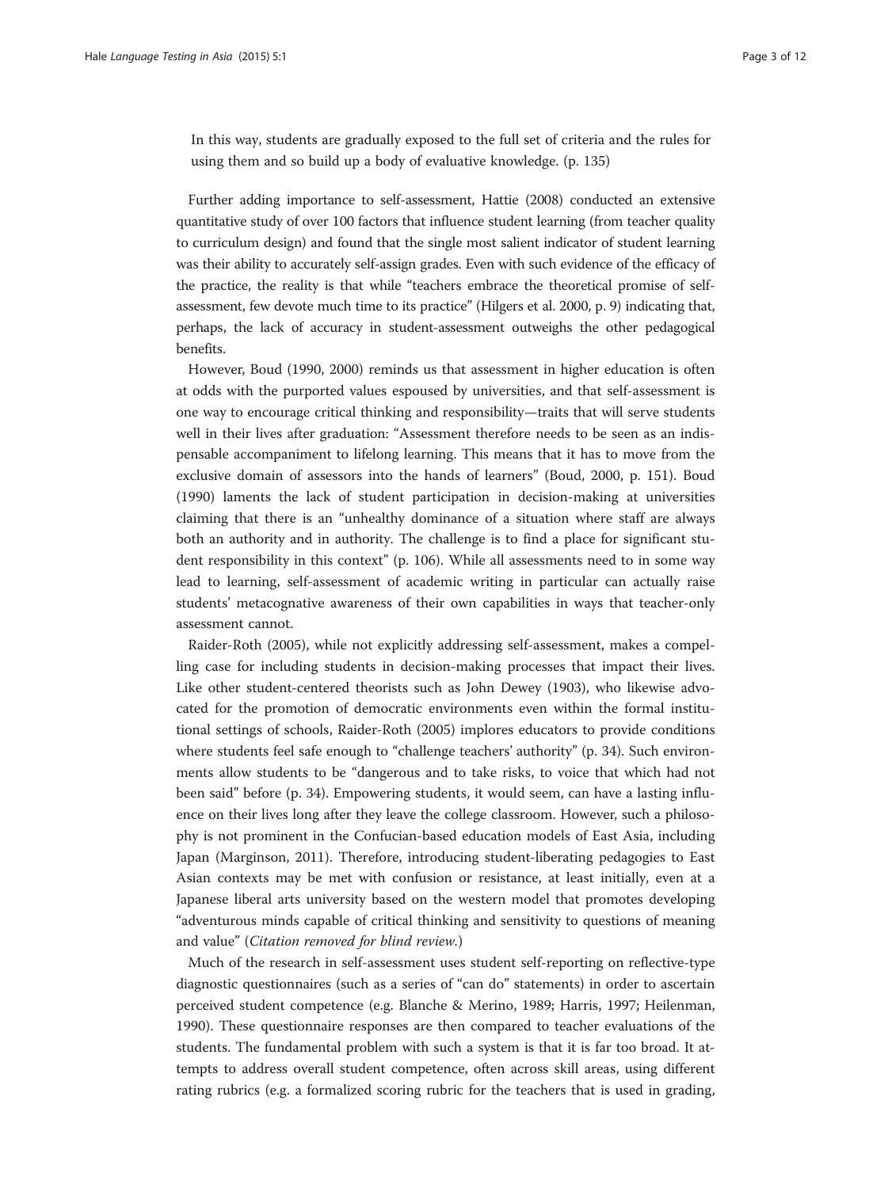> In this way, students are gradually exposed to the full set of criteria and the rules for using them and so build up a body of evaluative knowledge. (p. 135)

Further adding importance to self-assessment, Hattie (2008) conducted an extensive quantitative study of over 100 factors that influence student learning (from teacher quality to curriculum design) and found that the single most salient indicator of student learning was their ability to accurately self-assign grades. Even with such evidence of the efficacy of the practice, the reality is that while "teachers embrace the theoretical promise of self-assessment, few devote much time to its practice" (Hilgers et al. 2000, p. 9) indicating that, perhaps, the lack of accuracy in student-assessment outweighs the other pedagogical benefits.

However, Boud (1990, 2000) reminds us that assessment in higher education is often at odds with the purported values espoused by universities, and that self-assessment is one way to encourage critical thinking and responsibility—traits that will serve students well in their lives after graduation: "Assessment therefore needs to be seen as an indispensable accompaniment to lifelong learning. This means that it has to move from the exclusive domain of assessors into the hands of learners" (Boud, 2000, p. 151). Boud (1990) laments the lack of student participation in decision-making at universities claiming that there is an "unhealthy dominance of a situation where staff are always both an authority and in authority. The challenge is to find a place for significant student responsibility in this context" (p. 106). While all assessments need to in some way lead to learning, self-assessment of academic writing in particular can actually raise students' metacognative awareness of their own capabilities in ways that teacher-only assessment cannot.

Raider-Roth (2005), while not explicitly addressing self-assessment, makes a compelling case for including students in decision-making processes that impact their lives. Like other student-centered theorists such as John Dewey (1903), who likewise advocated for the promotion of democratic environments even within the formal institutional settings of schools, Raider-Roth (2005) implores educators to provide conditions where students feel safe enough to "challenge teachers' authority" (p. 34). Such environments allow students to be "dangerous and to take risks, to voice that which had not been said" before (p. 34). Empowering students, it would seem, can have a lasting influence on their lives long after they leave the college classroom. However, such a philosophy is not prominent in the Confucian-based education models of East Asia, including Japan (Marginson, 2011). Therefore, introducing student-liberating pedagogies to East Asian contexts may be met with confusion or resistance, at least initially, even at a Japanese liberal arts university based on the western model that promotes developing "adventurous minds capable of critical thinking and sensitivity to questions of meaning and value" (*Citation removed for blind review.*)

Much of the research in self-assessment uses student self-reporting on reflective-type diagnostic questionnaires (such as a series of "can do" statements) in order to ascertain perceived student competence (e.g. Blanche & Merino, 1989; Harris, 1997; Heilenman, 1990). These questionnaire responses are then compared to teacher evaluations of the students. The fundamental problem with such a system is that it is far too broad. It attempts to address overall student competence, often across skill areas, using different rating rubrics (e.g. a formalized scoring rubric for the teachers that is used in grading,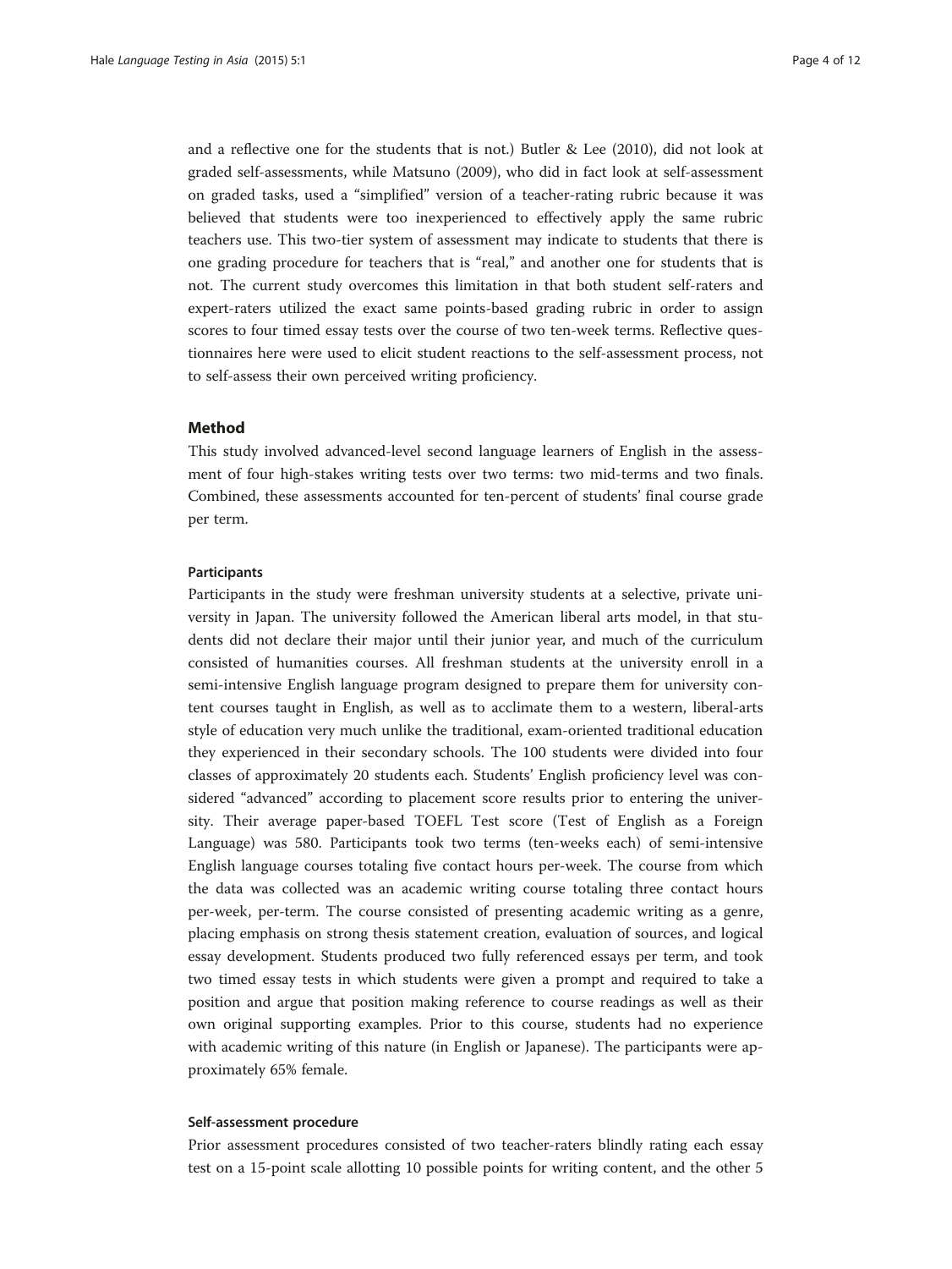and a reflective one for the students that is not.) Butler & Lee (2010), did not look at graded self-assessments, while Matsuno (2009), who did in fact look at self-assessment on graded tasks, used a "simplified" version of a teacher-rating rubric because it was believed that students were too inexperienced to effectively apply the same rubric teachers use. This two-tier system of assessment may indicate to students that there is one grading procedure for teachers that is "real," and another one for students that is not. The current study overcomes this limitation in that both student self-raters and expert-raters utilized the exact same points-based grading rubric in order to assign scores to four timed essay tests over the course of two ten-week terms. Reflective questionnaires here were used to elicit student reactions to the self-assessment process, not to self-assess their own perceived writing proficiency.

## Method

This study involved advanced-level second language learners of English in the assessment of four high-stakes writing tests over two terms: two mid-terms and two finals. Combined, these assessments accounted for ten-percent of students' final course grade per term.

### Participants

Participants in the study were freshman university students at a selective, private university in Japan. The university followed the American liberal arts model, in that students did not declare their major until their junior year, and much of the curriculum consisted of humanities courses. All freshman students at the university enroll in a semi-intensive English language program designed to prepare them for university content courses taught in English, as well as to acclimate them to a western, liberal-arts style of education very much unlike the traditional, exam-oriented traditional education they experienced in their secondary schools. The 100 students were divided into four classes of approximately 20 students each. Students' English proficiency level was considered "advanced" according to placement score results prior to entering the university. Their average paper-based TOEFL Test score (Test of English as a Foreign Language) was 580. Participants took two terms (ten-weeks each) of semi-intensive English language courses totaling five contact hours per-week. The course from which the data was collected was an academic writing course totaling three contact hours per-week, per-term. The course consisted of presenting academic writing as a genre, placing emphasis on strong thesis statement creation, evaluation of sources, and logical essay development. Students produced two fully referenced essays per term, and took two timed essay tests in which students were given a prompt and required to take a position and argue that position making reference to course readings as well as their own original supporting examples. Prior to this course, students had no experience with academic writing of this nature (in English or Japanese). The participants were approximately 65% female.

### Self-assessment procedure

Prior assessment procedures consisted of two teacher-raters blindly rating each essay test on a 15-point scale allotting 10 possible points for writing content, and the other 5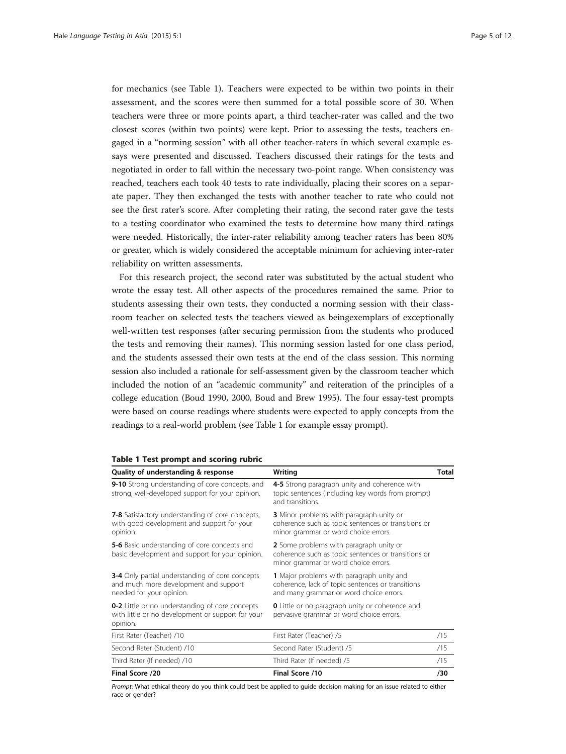for mechanics (see Table 1). Teachers were expected to be within two points in their assessment, and the scores were then summed for a total possible score of 30. When teachers were three or more points apart, a third teacher-rater was called and the two closest scores (within two points) were kept. Prior to assessing the tests, teachers engaged in a "norming session" with all other teacher-raters in which several example essays were presented and discussed. Teachers discussed their ratings for the tests and negotiated in order to fall within the necessary two-point range. When consistency was reached, teachers each took 40 tests to rate individually, placing their scores on a separate paper. They then exchanged the tests with another teacher to rate who could not see the first rater's score. After completing their rating, the second rater gave the tests to a testing coordinator who examined the tests to determine how many third ratings were needed. Historically, the inter-rater reliability among teacher raters has been 80% or greater, which is widely considered the acceptable minimum for achieving inter-rater reliability on written assessments.

For this research project, the second rater was substituted by the actual student who wrote the essay test. All other aspects of the procedures remained the same. Prior to students assessing their own tests, they conducted a norming session with their classroom teacher on selected tests the teachers viewed as beingexemplars of exceptionally well-written test responses (after securing permission from the students who produced the tests and removing their names). This norming session lasted for one class period, and the students assessed their own tests at the end of the class session. This norming session also included a rationale for self-assessment given by the classroom teacher which included the notion of an "academic community" and reiteration of the principles of a college education (Boud 1990, 2000, Boud and Brew 1995). The four essay-test prompts were based on course readings where students were expected to apply concepts from the readings to a real-world problem (see Table 1 for example essay prompt).

**Table 1 Test prompt and scoring rubric**

| Quality of understanding & response | Writing | Total |
|---|---|---|
| **9-10** Strong understanding of core concepts, and strong, well-developed support for your opinion. | **4-5** Strong paragraph unity and coherence with topic sentences (including key words from prompt) and transitions. | |
| **7-8** Satisfactory understanding of core concepts, with good development and support for your opinion. | **3** Minor problems with paragraph unity or coherence such as topic sentences or transitions or minor grammar or word choice errors. | |
| **5-6** Basic understanding of core concepts and basic development and support for your opinion. | **2** Some problems with paragraph unity or coherence such as topic sentences or transitions or minor grammar or word choice errors. | |
| **3-4** Only partial understanding of core concepts and much more development and support needed for your opinion. | **1** Major problems with paragraph unity and coherence, lack of topic sentences or transitions and many grammar or word choice errors. | |
| **0-2** Little or no understanding of core concepts with little or no development or support for your opinion. | **0** Little or no paragraph unity or coherence and pervasive grammar or word choice errors. | |
| First Rater (Teacher) /10 | First Rater (Teacher) /5 | /15 |
| Second Rater (Student) /10 | Second Rater (Student) /5 | /15 |
| Third Rater (If needed) /10 | Third Rater (If needed) /5 | /15 |
| **Final Score /20** | **Final Score /10** | **/30** |

*Prompt*: What ethical theory do you think could best be applied to guide decision making for an issue related to either race or gender?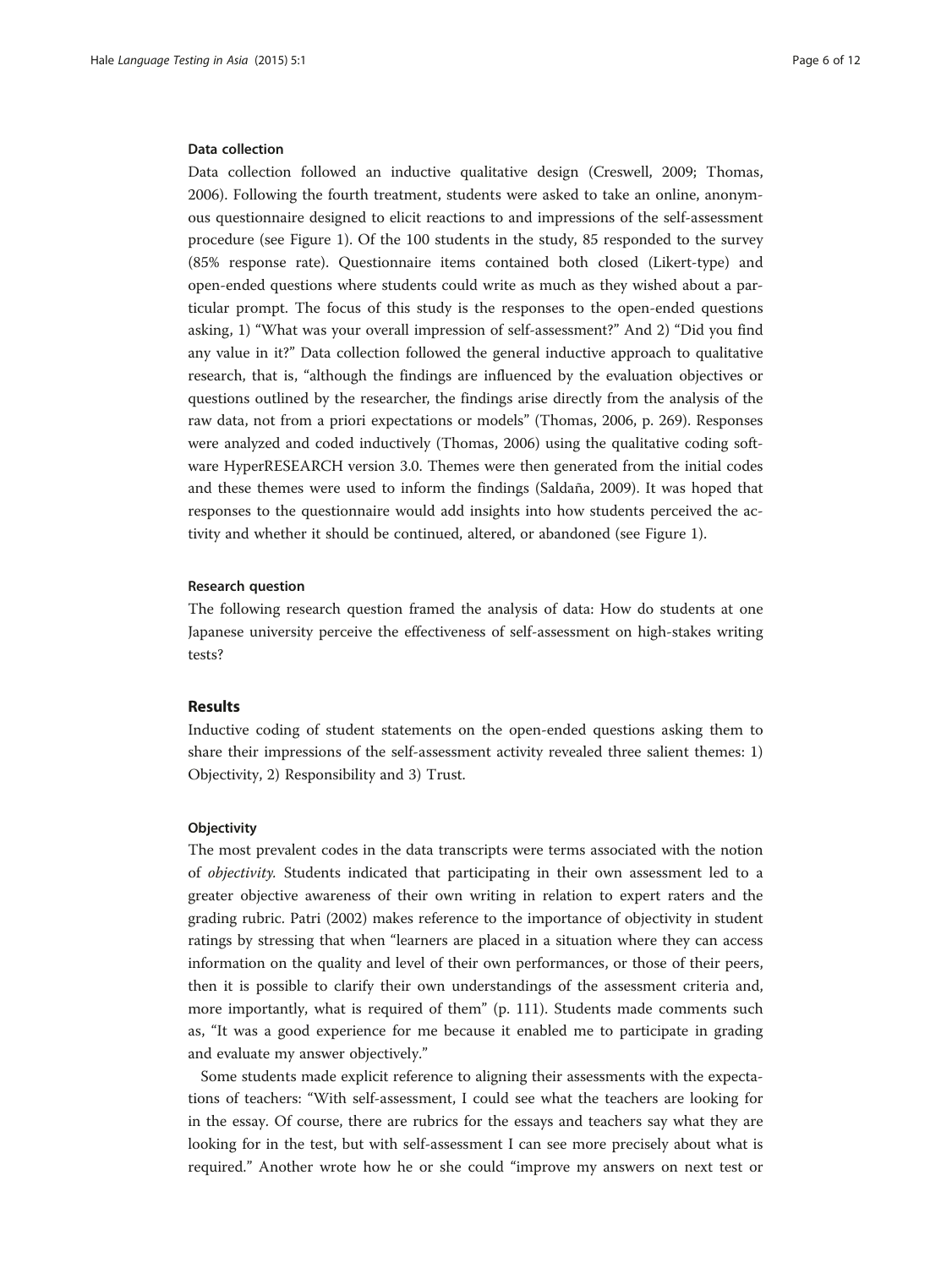### Data collection

Data collection followed an inductive qualitative design (Creswell, 2009; Thomas, 2006). Following the fourth treatment, students were asked to take an online, anonymous questionnaire designed to elicit reactions to and impressions of the self-assessment procedure (see Figure 1). Of the 100 students in the study, 85 responded to the survey (85% response rate). Questionnaire items contained both closed (Likert-type) and open-ended questions where students could write as much as they wished about a particular prompt. The focus of this study is the responses to the open-ended questions asking, 1) "What was your overall impression of self-assessment?" And 2) "Did you find any value in it?" Data collection followed the general inductive approach to qualitative research, that is, "although the findings are influenced by the evaluation objectives or questions outlined by the researcher, the findings arise directly from the analysis of the raw data, not from a priori expectations or models" (Thomas, 2006, p. 269). Responses were analyzed and coded inductively (Thomas, 2006) using the qualitative coding software HyperRESEARCH version 3.0. Themes were then generated from the initial codes and these themes were used to inform the findings (Saldaña, 2009). It was hoped that responses to the questionnaire would add insights into how students perceived the activity and whether it should be continued, altered, or abandoned (see Figure 1).

### Research question

The following research question framed the analysis of data: How do students at one Japanese university perceive the effectiveness of self-assessment on high-stakes writing tests?

## Results

Inductive coding of student statements on the open-ended questions asking them to share their impressions of the self-assessment activity revealed three salient themes: 1) Objectivity, 2) Responsibility and 3) Trust.

### Objectivity

The most prevalent codes in the data transcripts were terms associated with the notion of *objectivity*. Students indicated that participating in their own assessment led to a greater objective awareness of their own writing in relation to expert raters and the grading rubric. Patri (2002) makes reference to the importance of objectivity in student ratings by stressing that when "learners are placed in a situation where they can access information on the quality and level of their own performances, or those of their peers, then it is possible to clarify their own understandings of the assessment criteria and, more importantly, what is required of them" (p. 111). Students made comments such as, "It was a good experience for me because it enabled me to participate in grading and evaluate my answer objectively."

Some students made explicit reference to aligning their assessments with the expectations of teachers: "With self-assessment, I could see what the teachers are looking for in the essay. Of course, there are rubrics for the essays and teachers say what they are looking for in the test, but with self-assessment I can see more precisely about what is required." Another wrote how he or she could "improve my answers on next test or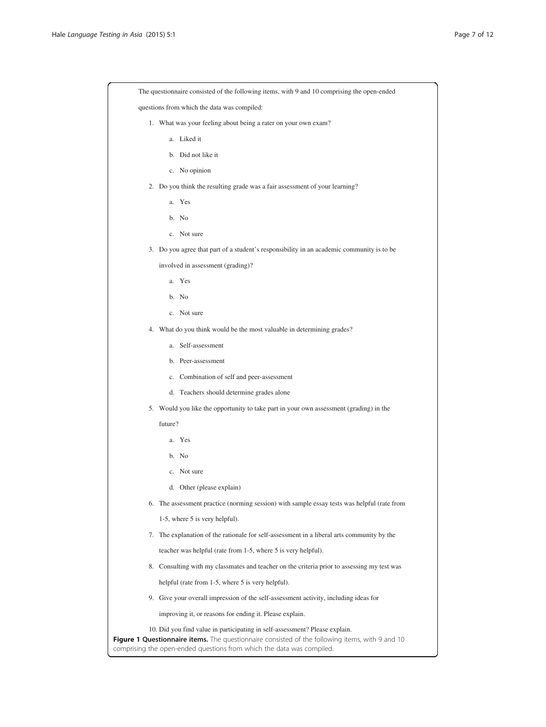The questionnaire consisted of the following items, with 9 and 10 comprising the open-ended questions from which the data was compiled:

1. What was your feeling about being a rater on your own exam?
    a. Liked it
    b. Did not like it
    c. No opinion
2. Do you think the resulting grade was a fair assessment of your learning?
    a. Yes
    b. No
    c. Not sure
3. Do you agree that part of a student's responsibility in an academic community is to be involved in assessment (grading)?
    a. Yes
    b. No
    c. Not sure
4. What do you think would be the most valuable in determining grades?
    a. Self-assessment
    b. Peer-assessment
    c. Combination of self and peer-assessment
    d. Teachers should determine grades alone
5. Would you like the opportunity to take part in your own assessment (grading) in the future?
    a. Yes
    b. No
    c. Not sure
    d. Other (please explain)
6. The assessment practice (norming session) with sample essay tests was helpful (rate from 1-5, where 5 is very helpful).
7. The explanation of the rationale for self-assessment in a liberal arts community by the teacher was helpful (rate from 1-5, where 5 is very helpful).
8. Consulting with my classmates and teacher on the criteria prior to assessing my test was helpful (rate from 1-5, where 5 is very helpful).
9. Give your overall impression of the self-assessment activity, including ideas for improving it, or reasons for ending it. Please explain.
10. Did you find value in participating in self-assessment? Please explain.

**Figure 1 Questionnaire items.** The questionnaire consisted of the following items, with 9 and 10 comprising the open-ended questions from which the data was compiled.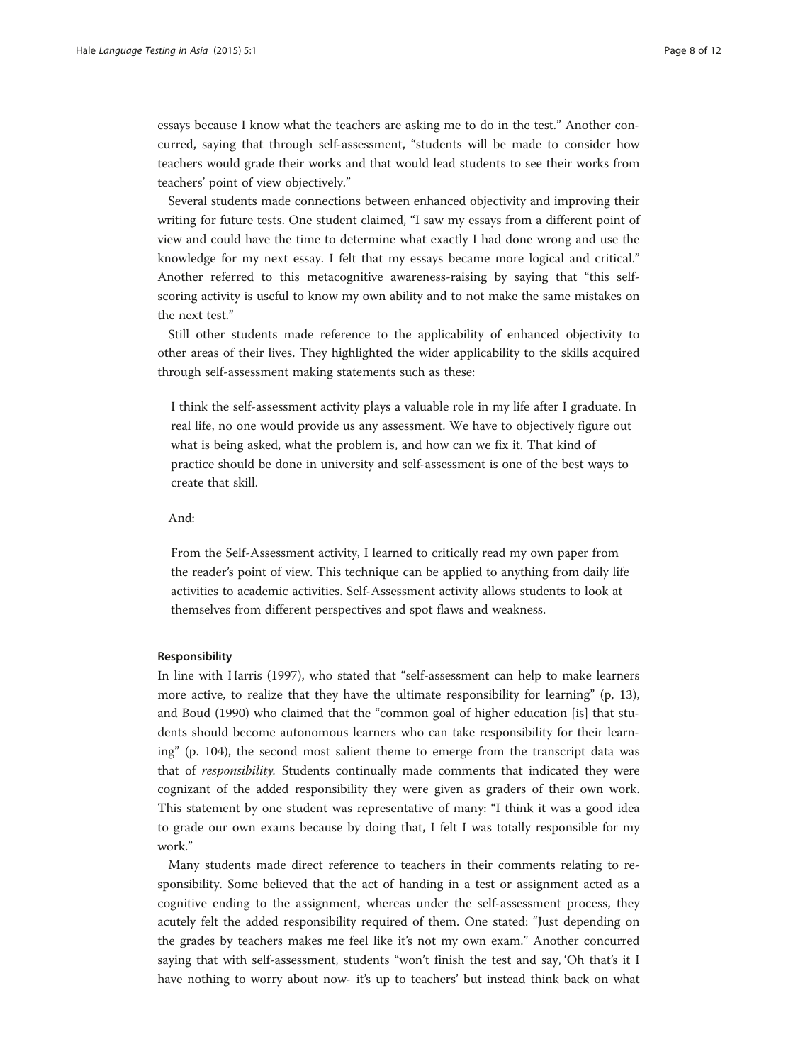essays because I know what the teachers are asking me to do in the test." Another concurred, saying that through self-assessment, "students will be made to consider how teachers would grade their works and that would lead students to see their works from teachers' point of view objectively."

Several students made connections between enhanced objectivity and improving their writing for future tests. One student claimed, "I saw my essays from a different point of view and could have the time to determine what exactly I had done wrong and use the knowledge for my next essay. I felt that my essays became more logical and critical." Another referred to this metacognitive awareness-raising by saying that "this self-scoring activity is useful to know my own ability and to not make the same mistakes on the next test."

Still other students made reference to the applicability of enhanced objectivity to other areas of their lives. They highlighted the wider applicability to the skills acquired through self-assessment making statements such as these:

> I think the self-assessment activity plays a valuable role in my life after I graduate. In real life, no one would provide us any assessment. We have to objectively figure out what is being asked, what the problem is, and how can we fix it. That kind of practice should be done in university and self-assessment is one of the best ways to create that skill.

And:

> From the Self-Assessment activity, I learned to critically read my own paper from the reader's point of view. This technique can be applied to anything from daily life activities to academic activities. Self-Assessment activity allows students to look at themselves from different perspectives and spot flaws and weakness.

#### Responsibility

In line with Harris (1997), who stated that "self-assessment can help to make learners more active, to realize that they have the ultimate responsibility for learning" (p, 13), and Boud (1990) who claimed that the "common goal of higher education [is] that students should become autonomous learners who can take responsibility for their learning" (p. 104), the second most salient theme to emerge from the transcript data was that of *responsibility*. Students continually made comments that indicated they were cognizant of the added responsibility they were given as graders of their own work. This statement by one student was representative of many: "I think it was a good idea to grade our own exams because by doing that, I felt I was totally responsible for my work."

Many students made direct reference to teachers in their comments relating to responsibility. Some believed that the act of handing in a test or assignment acted as a cognitive ending to the assignment, whereas under the self-assessment process, they acutely felt the added responsibility required of them. One stated: "Just depending on the grades by teachers makes me feel like it's not my own exam." Another concurred saying that with self-assessment, students "won't finish the test and say, 'Oh that's it I have nothing to worry about now- it's up to teachers' but instead think back on what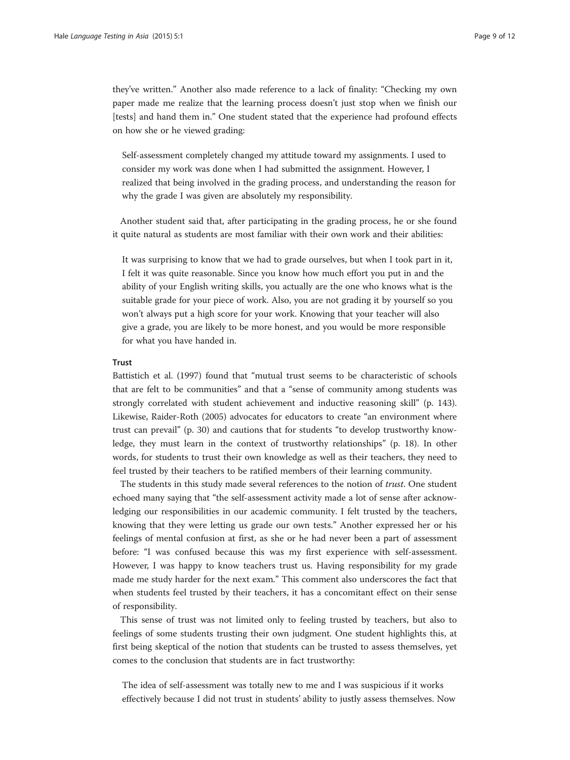they've written." Another also made reference to a lack of finality: "Checking my own paper made me realize that the learning process doesn't just stop when we finish our [tests] and hand them in." One student stated that the experience had profound effects on how she or he viewed grading:

> Self-assessment completely changed my attitude toward my assignments. I used to consider my work was done when I had submitted the assignment. However, I realized that being involved in the grading process, and understanding the reason for why the grade I was given are absolutely my responsibility.

Another student said that, after participating in the grading process, he or she found it quite natural as students are most familiar with their own work and their abilities:

> It was surprising to know that we had to grade ourselves, but when I took part in it, I felt it was quite reasonable. Since you know how much effort you put in and the ability of your English writing skills, you actually are the one who knows what is the suitable grade for your piece of work. Also, you are not grading it by yourself so you won't always put a high score for your work. Knowing that your teacher will also give a grade, you are likely to be more honest, and you would be more responsible for what you have handed in.

### Trust

Battistich et al. (1997) found that "mutual trust seems to be characteristic of schools that are felt to be communities" and that a "sense of community among students was strongly correlated with student achievement and inductive reasoning skill" (p. 143). Likewise, Raider-Roth (2005) advocates for educators to create "an environment where trust can prevail" (p. 30) and cautions that for students "to develop trustworthy knowledge, they must learn in the context of trustworthy relationships" (p. 18). In other words, for students to trust their own knowledge as well as their teachers, they need to feel trusted by their teachers to be ratified members of their learning community.

The students in this study made several references to the notion of *trust*. One student echoed many saying that "the self-assessment activity made a lot of sense after acknowledging our responsibilities in our academic community. I felt trusted by the teachers, knowing that they were letting us grade our own tests." Another expressed her or his feelings of mental confusion at first, as she or he had never been a part of assessment before: "I was confused because this was my first experience with self-assessment. However, I was happy to know teachers trust us. Having responsibility for my grade made me study harder for the next exam." This comment also underscores the fact that when students feel trusted by their teachers, it has a concomitant effect on their sense of responsibility.

This sense of trust was not limited only to feeling trusted by teachers, but also to feelings of some students trusting their own judgment. One student highlights this, at first being skeptical of the notion that students can be trusted to assess themselves, yet comes to the conclusion that students are in fact trustworthy:

> The idea of self-assessment was totally new to me and I was suspicious if it works effectively because I did not trust in students' ability to justly assess themselves. Now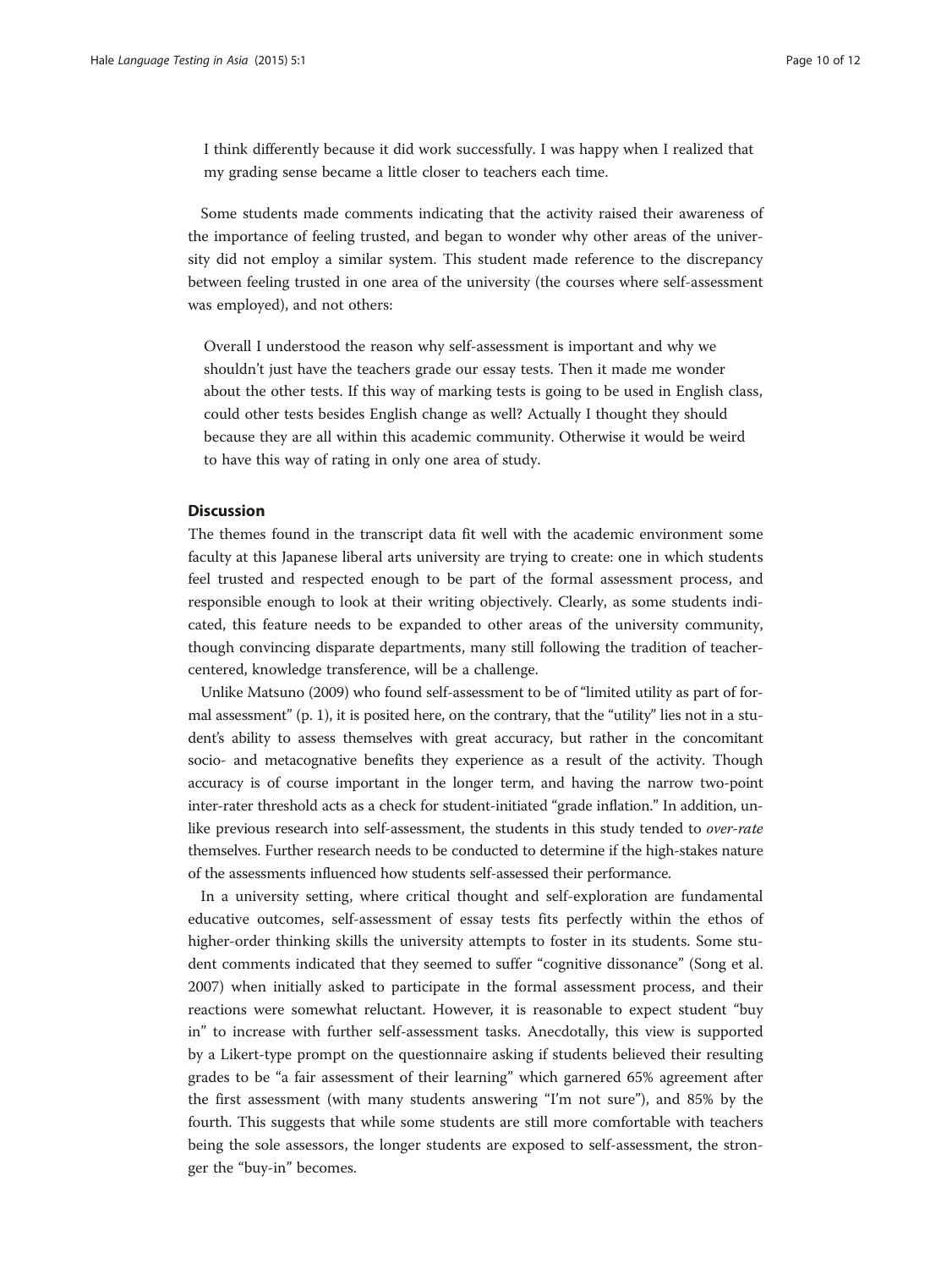> I think differently because it did work successfully. I was happy when I realized that my grading sense became a little closer to teachers each time.

Some students made comments indicating that the activity raised their awareness of the importance of feeling trusted, and began to wonder why other areas of the university did not employ a similar system. This student made reference to the discrepancy between feeling trusted in one area of the university (the courses where self-assessment was employed), and not others:

> Overall I understood the reason why self-assessment is important and why we shouldn't just have the teachers grade our essay tests. Then it made me wonder about the other tests. If this way of marking tests is going to be used in English class, could other tests besides English change as well? Actually I thought they should because they are all within this academic community. Otherwise it would be weird to have this way of rating in only one area of study.

## Discussion

The themes found in the transcript data fit well with the academic environment some faculty at this Japanese liberal arts university are trying to create: one in which students feel trusted and respected enough to be part of the formal assessment process, and responsible enough to look at their writing objectively. Clearly, as some students indicated, this feature needs to be expanded to other areas of the university community, though convincing disparate departments, many still following the tradition of teacher-centered, knowledge transference, will be a challenge.

Unlike Matsuno (2009) who found self-assessment to be of "limited utility as part of formal assessment" (p. 1), it is posited here, on the contrary, that the "utility" lies not in a student's ability to assess themselves with great accuracy, but rather in the concomitant socio- and metacognative benefits they experience as a result of the activity. Though accuracy is of course important in the longer term, and having the narrow two-point inter-rater threshold acts as a check for student-initiated "grade inflation." In addition, unlike previous research into self-assessment, the students in this study tended to *over-rate* themselves. Further research needs to be conducted to determine if the high-stakes nature of the assessments influenced how students self-assessed their performance.

In a university setting, where critical thought and self-exploration are fundamental educative outcomes, self-assessment of essay tests fits perfectly within the ethos of higher-order thinking skills the university attempts to foster in its students. Some student comments indicated that they seemed to suffer "cognitive dissonance" (Song et al. 2007) when initially asked to participate in the formal assessment process, and their reactions were somewhat reluctant. However, it is reasonable to expect student "buy in" to increase with further self-assessment tasks. Anecdotally, this view is supported by a Likert-type prompt on the questionnaire asking if students believed their resulting grades to be "a fair assessment of their learning" which garnered 65% agreement after the first assessment (with many students answering "I'm not sure"), and 85% by the fourth. This suggests that while some students are still more comfortable with teachers being the sole assessors, the longer students are exposed to self-assessment, the stronger the "buy-in" becomes.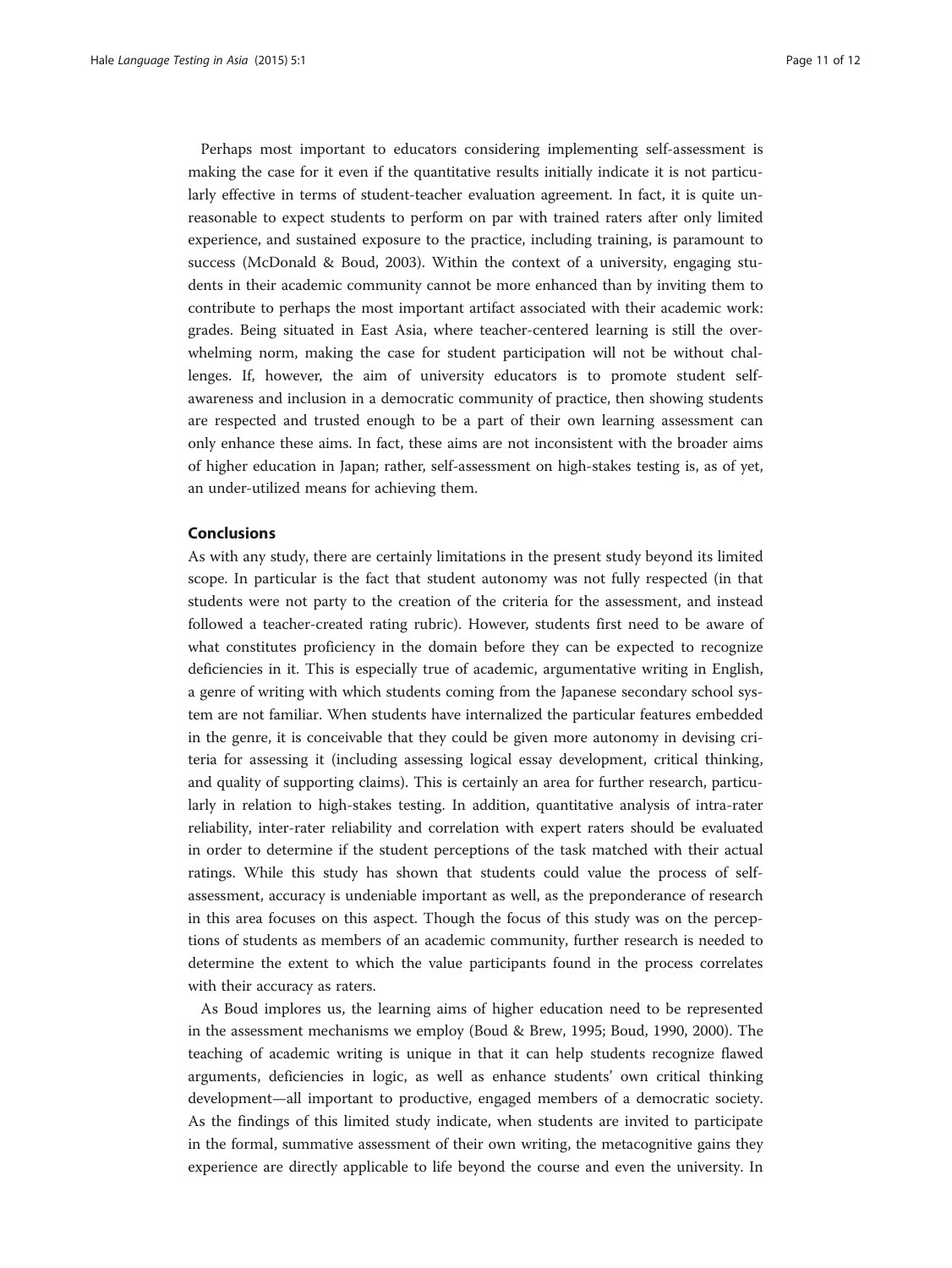Perhaps most important to educators considering implementing self-assessment is making the case for it even if the quantitative results initially indicate it is not particularly effective in terms of student-teacher evaluation agreement. In fact, it is quite unreasonable to expect students to perform on par with trained raters after only limited experience, and sustained exposure to the practice, including training, is paramount to success (McDonald & Boud, 2003). Within the context of a university, engaging students in their academic community cannot be more enhanced than by inviting them to contribute to perhaps the most important artifact associated with their academic work: grades. Being situated in East Asia, where teacher-centered learning is still the overwhelming norm, making the case for student participation will not be without challenges. If, however, the aim of university educators is to promote student self-awareness and inclusion in a democratic community of practice, then showing students are respected and trusted enough to be a part of their own learning assessment can only enhance these aims. In fact, these aims are not inconsistent with the broader aims of higher education in Japan; rather, self-assessment on high-stakes testing is, as of yet, an under-utilized means for achieving them.

## Conclusions

As with any study, there are certainly limitations in the present study beyond its limited scope. In particular is the fact that student autonomy was not fully respected (in that students were not party to the creation of the criteria for the assessment, and instead followed a teacher-created rating rubric). However, students first need to be aware of what constitutes proficiency in the domain before they can be expected to recognize deficiencies in it. This is especially true of academic, argumentative writing in English, a genre of writing with which students coming from the Japanese secondary school system are not familiar. When students have internalized the particular features embedded in the genre, it is conceivable that they could be given more autonomy in devising criteria for assessing it (including assessing logical essay development, critical thinking, and quality of supporting claims). This is certainly an area for further research, particularly in relation to high-stakes testing. In addition, quantitative analysis of intra-rater reliability, inter-rater reliability and correlation with expert raters should be evaluated in order to determine if the student perceptions of the task matched with their actual ratings. While this study has shown that students could value the process of self-assessment, accuracy is undeniable important as well, as the preponderance of research in this area focuses on this aspect. Though the focus of this study was on the perceptions of students as members of an academic community, further research is needed to determine the extent to which the value participants found in the process correlates with their accuracy as raters.

As Boud implores us, the learning aims of higher education need to be represented in the assessment mechanisms we employ (Boud & Brew, 1995; Boud, 1990, 2000). The teaching of academic writing is unique in that it can help students recognize flawed arguments, deficiencies in logic, as well as enhance students' own critical thinking development—all important to productive, engaged members of a democratic society. As the findings of this limited study indicate, when students are invited to participate in the formal, summative assessment of their own writing, the metacognitive gains they experience are directly applicable to life beyond the course and even the university. In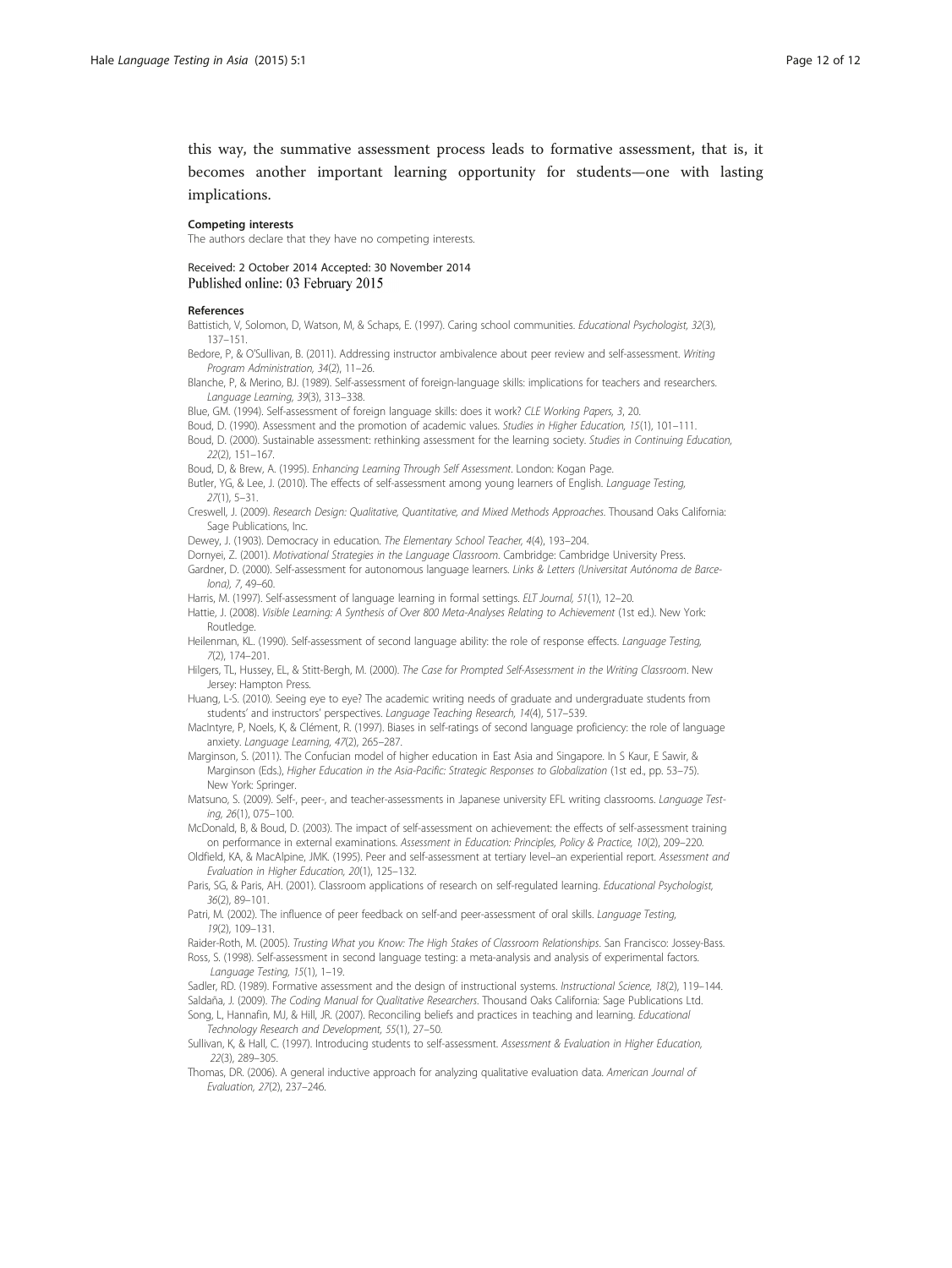this way, the summative assessment process leads to formative assessment, that is, it becomes another important learning opportunity for students—one with lasting implications.

#### Competing interests

The authors declare that they have no competing interests.

Received: 2 October 2014 Accepted: 30 November 2014
Published online: 03 February 2015

#### References

Battistich, V, Solomon, D, Watson, M, & Schaps, E. (1997). Caring school communities. *Educational Psychologist, 32*(3), 137–151.

Bedore, P, & O'Sullivan, B. (2011). Addressing instructor ambivalence about peer review and self-assessment. *Writing Program Administration, 34*(2), 11–26.

Blanche, P, & Merino, BJ. (1989). Self-assessment of foreign-language skills: implications for teachers and researchers. *Language Learning, 39*(3), 313–338.

Blue, GM. (1994). Self-assessment of foreign language skills: does it work? *CLE Working Papers, 3*, 20.

Boud, D. (1990). Assessment and the promotion of academic values. *Studies in Higher Education, 15*(1), 101–111.

Boud, D. (2000). Sustainable assessment: rethinking assessment for the learning society. *Studies in Continuing Education, 22*(2), 151–167.

Boud, D, & Brew, A. (1995). *Enhancing Learning Through Self Assessment*. London: Kogan Page.

Butler, YG, & Lee, J. (2010). The effects of self-assessment among young learners of English. *Language Testing, 27*(1), 5–31.

Creswell, J. (2009). *Research Design: Qualitative, Quantitative, and Mixed Methods Approaches*. Thousand Oaks California: Sage Publications, Inc.

Dewey, J. (1903). Democracy in education. *The Elementary School Teacher, 4*(4), 193–204.

Dornyei, Z. (2001). *Motivational Strategies in the Language Classroom*. Cambridge: Cambridge University Press.

Gardner, D. (2000). Self-assessment for autonomous language learners. *Links & Letters (Universitat Autónoma de Barcelona), 7*, 49–60.

Harris, M. (1997). Self-assessment of language learning in formal settings. *ELT Journal, 51*(1), 12–20.

Hattie, J. (2008). *Visible Learning: A Synthesis of Over 800 Meta-Analyses Relating to Achievement* (1st ed.). New York: Routledge.

Heilenman, KL. (1990). Self-assessment of second language ability: the role of response effects. *Language Testing, 7*(2), 174–201.

Hilgers, TL, Hussey, EL, & Stitt-Bergh, M. (2000). *The Case for Prompted Self-Assessment in the Writing Classroom*. New Jersey: Hampton Press.

Huang, L-S. (2010). Seeing eye to eye? The academic writing needs of graduate and undergraduate students from students' and instructors' perspectives. *Language Teaching Research, 14*(4), 517–539.

MacIntyre, P, Noels, K, & Clément, R. (1997). Biases in self-ratings of second language proficiency: the role of language anxiety. *Language Learning, 47*(2), 265–287.

Marginson, S. (2011). The Confucian model of higher education in East Asia and Singapore. In S Kaur, E Sawir, & Marginson (Eds.), *Higher Education in the Asia-Pacific: Strategic Responses to Globalization* (1st ed., pp. 53–75). New York: Springer.

Matsuno, S. (2009). Self-, peer-, and teacher-assessments in Japanese university EFL writing classrooms. *Language Testing, 26*(1), 075–100.

McDonald, B, & Boud, D. (2003). The impact of self-assessment on achievement: the effects of self-assessment training on performance in external examinations. *Assessment in Education: Principles, Policy & Practice, 10*(2), 209–220.

Oldfield, KA, & MacAlpine, JMK. (1995). Peer and self-assessment at tertiary level–an experiential report. *Assessment and Evaluation in Higher Education, 20*(1), 125–132.

Paris, SG, & Paris, AH. (2001). Classroom applications of research on self-regulated learning. *Educational Psychologist, 36*(2), 89–101.

Patri, M. (2002). The influence of peer feedback on self-and peer-assessment of oral skills. *Language Testing, 19*(2), 109–131.

Raider-Roth, M. (2005). *Trusting What you Know: The High Stakes of Classroom Relationships*. San Francisco: Jossey-Bass.

Ross, S. (1998). Self-assessment in second language testing: a meta-analysis and analysis of experimental factors. *Language Testing, 15*(1), 1–19.

Sadler, RD. (1989). Formative assessment and the design of instructional systems. *Instructional Science, 18*(2), 119–144.

Saldaña, J. (2009). *The Coding Manual for Qualitative Researchers*. Thousand Oaks California: Sage Publications Ltd.

Song, L, Hannafin, MJ, & Hill, JR. (2007). Reconciling beliefs and practices in teaching and learning. *Educational Technology Research and Development, 55*(1), 27–50.

Sullivan, K, & Hall, C. (1997). Introducing students to self-assessment. *Assessment & Evaluation in Higher Education, 22*(3), 289–305.

Thomas, DR. (2006). A general inductive approach for analyzing qualitative evaluation data. *American Journal of Evaluation, 27*(2), 237–246.